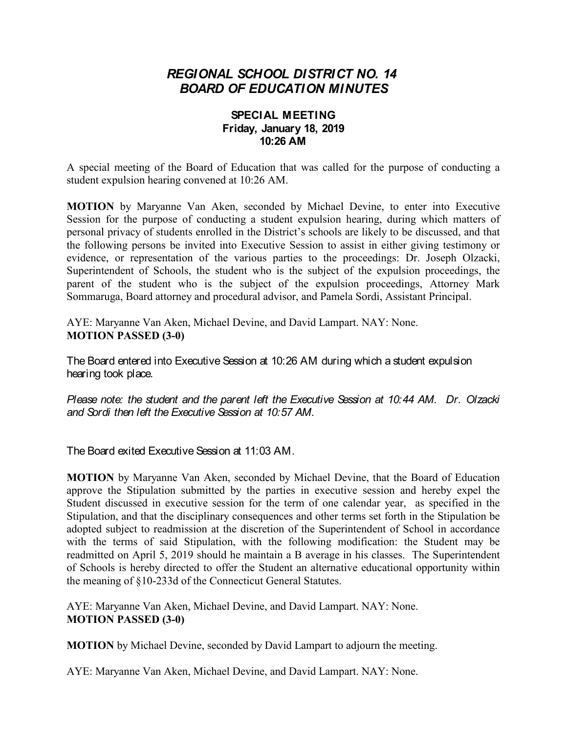# *REGIONAL SCHOOL DISTRICT NO. 14*
# *BOARD OF EDUCATION MINUTES*

### SPECIAL MEETING
### Friday, January 18, 2019
### 10:26 AM

A special meeting of the Board of Education that was called for the purpose of conducting a student expulsion hearing convened at 10:26 AM.

**MOTION** by Maryanne Van Aken, seconded by Michael Devine, to enter into Executive Session for the purpose of conducting a student expulsion hearing, during which matters of personal privacy of students enrolled in the District's schools are likely to be discussed, and that the following persons be invited into Executive Session to assist in either giving testimony or evidence, or representation of the various parties to the proceedings: Dr. Joseph Olzacki, Superintendent of Schools, the student who is the subject of the expulsion proceedings, the parent of the student who is the subject of the expulsion proceedings, Attorney Mark Sommaruga, Board attorney and procedural advisor, and Pamela Sordi, Assistant Principal.

AYE: Maryanne Van Aken, Michael Devine, and David Lampart. NAY: None.
**MOTION PASSED (3-0)**

The Board entered into Executive Session at 10:26 AM during which a student expulsion hearing took place.

*Please note: the student and the parent left the Executive Session at 10:44 AM. Dr. Olzacki and Sordi then left the Executive Session at 10:57 AM.*

The Board exited Executive Session at 11:03 AM.

**MOTION** by Maryanne Van Aken, seconded by Michael Devine, that the Board of Education approve the Stipulation submitted by the parties in executive session and hereby expel the Student discussed in executive session for the term of one calendar year, as specified in the Stipulation, and that the disciplinary consequences and other terms set forth in the Stipulation be adopted subject to readmission at the discretion of the Superintendent of School in accordance with the terms of said Stipulation, with the following modification: the Student may be readmitted on April 5, 2019 should he maintain a B average in his classes. The Superintendent of Schools is hereby directed to offer the Student an alternative educational opportunity within the meaning of §10-233d of the Connecticut General Statutes.

AYE: Maryanne Van Aken, Michael Devine, and David Lampart. NAY: None.
**MOTION PASSED (3-0)**

**MOTION** by Michael Devine, seconded by David Lampart to adjourn the meeting.

AYE: Maryanne Van Aken, Michael Devine, and David Lampart. NAY: None.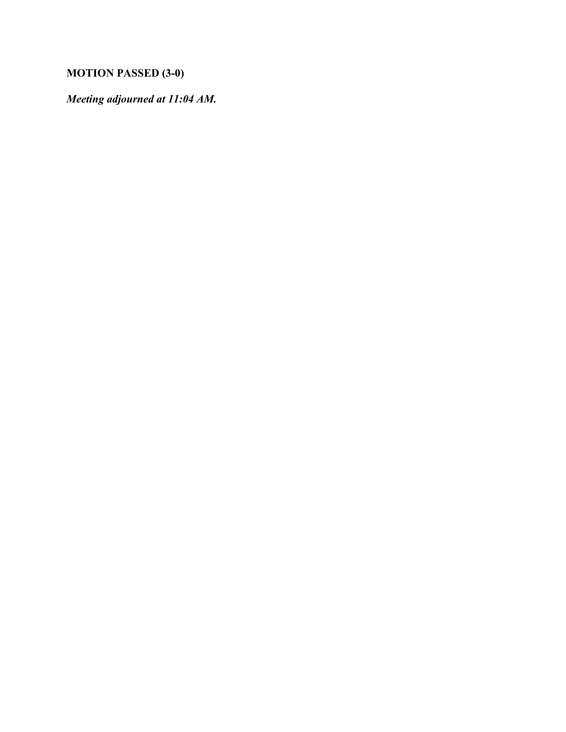**MOTION PASSED (3-0)**

***Meeting adjourned at 11:04 AM.***